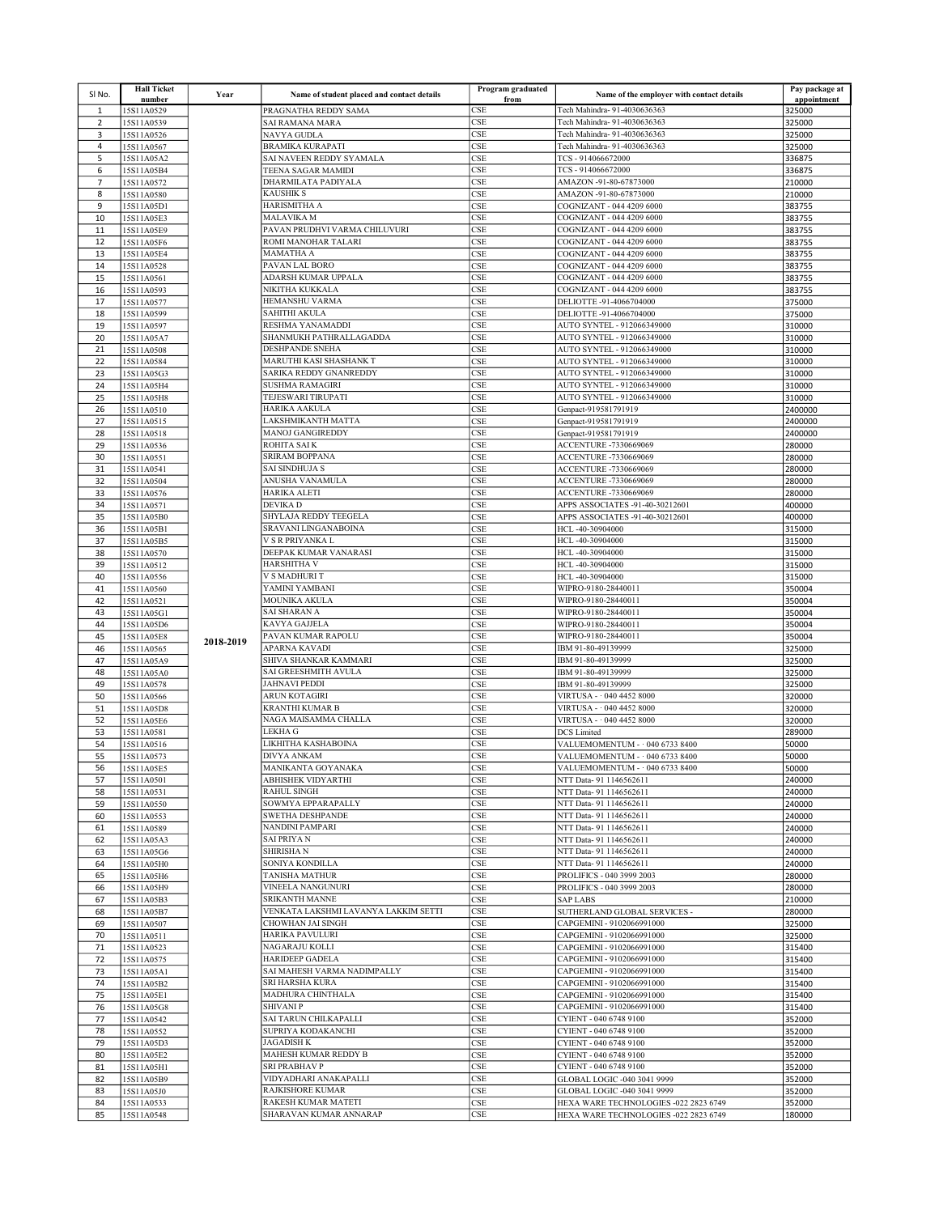| Sl No. | Hall Ticket number | Year | Name of student placed and contact details | Program graduated from | Name of the employer with contact details | Pay package at appointment |
|---|---|---|---|---|---|---|
| 1 | 15S11A0529 | 2018-2019 | PRAGNATHA REDDY SAMA | CSE | Tech Mahindra- 91-4030636363 | 325000 |
| 2 | 15S11A0539 | | SAI RAMANA MARA | CSE | Tech Mahindra- 91-4030636363 | 325000 |
| 3 | 15S11A0526 | | NAVYA GUDLA | CSE | Tech Mahindra- 91-4030636363 | 325000 |
| 4 | 15S11A0567 | | BRAMIKA KURAPATI | CSE | Tech Mahindra- 91-4030636363 | 325000 |
| 5 | 15S11A05A2 | | SAI NAVEEN REDDY SYAMALA | CSE | TCS - 914066672000 | 336875 |
| 6 | 15S11A05B4 | | TEENA SAGAR MAMIDI | CSE | TCS - 914066672000 | 336875 |
| 7 | 15S11A0572 | | DHARMILATA PADIYALA | CSE | AMAZON -91-80-67873000 | 210000 |
| 8 | 15S11A0580 | | KAUSHIK S | CSE | AMAZON -91-80-67873000 | 210000 |
| 9 | 15S11A05D1 | | HARISMITHA A | CSE | COGNIZANT - 044 4209 6000 | 383755 |
| 10 | 15S11A05E3 | | MALAVIKA M | CSE | COGNIZANT - 044 4209 6000 | 383755 |
| 11 | 15S11A05E9 | | PAVAN PRUDHVI VARMA CHILUVURI | CSE | COGNIZANT - 044 4209 6000 | 383755 |
| 12 | 15S11A05F6 | | ROMI MANOHAR TALARI | CSE | COGNIZANT - 044 4209 6000 | 383755 |
| 13 | 15S11A05E4 | | MAMATHA A | CSE | COGNIZANT - 044 4209 6000 | 383755 |
| 14 | 15S11A0528 | | PAVAN LAL BORO | CSE | COGNIZANT - 044 4209 6000 | 383755 |
| 15 | 15S11A0561 | | ADARSH KUMAR UPPALA | CSE | COGNIZANT - 044 4209 6000 | 383755 |
| 16 | 15S11A0593 | | NIKITHA KUKKALA | CSE | COGNIZANT - 044 4209 6000 | 383755 |
| 17 | 15S11A0577 | | HEMANSHU VARMA | CSE | DELIOTTE -91-4066704000 | 375000 |
| 18 | 15S11A0599 | | SAHITHI AKULA | CSE | DELIOTTE -91-4066704000 | 375000 |
| 19 | 15S11A0597 | | RESHMA YANAMADDI | CSE | AUTO SYNTEL - 912066349000 | 310000 |
| 20 | 15S11A05A7 | | SHANMUKH PATHRALLAGADDA | CSE | AUTO SYNTEL - 912066349000 | 310000 |
| 21 | 15S11A0508 | | DESHPANDE SNEHA | CSE | AUTO SYNTEL - 912066349000 | 310000 |
| 22 | 15S11A0584 | | MARUTHI KASI SHASHANK T | CSE | AUTO SYNTEL - 912066349000 | 310000 |
| 23 | 15S11A05G3 | | SARIKA REDDY GNANREDDY | CSE | AUTO SYNTEL - 912066349000 | 310000 |
| 24 | 15S11A05H4 | | SUSHMA RAMAGIRI | CSE | AUTO SYNTEL - 912066349000 | 310000 |
| 25 | 15S11A05H8 | | TEJESWARI TIRUPATI | CSE | AUTO SYNTEL - 912066349000 | 310000 |
| 26 | 15S11A0510 | | HARIKA AAKULA | CSE | Genpact-919581791919 | 2400000 |
| 27 | 15S11A0515 | | LAKSHMIKANTH MATTA | CSE | Genpact-919581791919 | 2400000 |
| 28 | 15S11A0518 | | MANOJ GANGIREDDY | CSE | Genpact-919581791919 | 2400000 |
| 29 | 15S11A0536 | | ROHITA SAI K | CSE | ACCENTURE -7330669069 | 280000 |
| 30 | 15S11A0551 | | SRIRAM BOPPANA | CSE | ACCENTURE -7330669069 | 280000 |
| 31 | 15S11A0541 | | SAI SINDHUJA S | CSE | ACCENTURE -7330669069 | 280000 |
| 32 | 15S11A0504 | | ANUSHA VANAMULA | CSE | ACCENTURE -7330669069 | 280000 |
| 33 | 15S11A0576 | | HARIKA ALETI | CSE | ACCENTURE -7330669069 | 280000 |
| 34 | 15S11A0571 | | DEVIKA D | CSE | APPS ASSOCIATES -91-40-30212601 | 400000 |
| 35 | 15S11A05B0 | | SHYLAJA REDDY TEEGELA | CSE | APPS ASSOCIATES -91-40-30212601 | 400000 |
| 36 | 15S11A05B1 | | SRAVANI LINGANABOINA | CSE | HCL -40-30904000 | 315000 |
| 37 | 15S11A05B5 | | V S R PRIYANKA L | CSE | HCL -40-30904000 | 315000 |
| 38 | 15S11A0570 | | DEEPAK KUMAR VANARASI | CSE | HCL -40-30904000 | 315000 |
| 39 | 15S11A0512 | | HARSHITHA V | CSE | HCL -40-30904000 | 315000 |
| 40 | 15S11A0556 | | V S MADHURI T | CSE | HCL -40-30904000 | 315000 |
| 41 | 15S11A0560 | | YAMINI YAMBANI | CSE | WIPRO-9180-28440011 | 350004 |
| 42 | 15S11A0521 | | MOUNIKA AKULA | CSE | WIPRO-9180-28440011 | 350004 |
| 43 | 15S11A05G1 | | SAI SHARAN A | CSE | WIPRO-9180-28440011 | 350004 |
| 44 | 15S11A05D6 | | KAVYA GAJJELA | CSE | WIPRO-9180-28440011 | 350004 |
| 45 | 15S11A05E8 | | PAVAN KUMAR RAPOLU | CSE | WIPRO-9180-28440011 | 350004 |
| 46 | 15S11A0565 | | APARNA KAVADI | CSE | IBM 91-80-49139999 | 325000 |
| 47 | 15S11A05A9 | | SHIVA SHANKAR KAMMARI | CSE | IBM 91-80-49139999 | 325000 |
| 48 | 15S11A05A0 | | SAI GREESHMITH AVULA | CSE | IBM 91-80-49139999 | 325000 |
| 49 | 15S11A0578 | | JAHNAVI PEDDI | CSE | IBM 91-80-49139999 | 325000 |
| 50 | 15S11A0566 | | ARUN KOTAGIRI | CSE | VIRTUSA - · 040 4452 8000 | 320000 |
| 51 | 15S11A05D8 | | KRANTHI KUMAR B | CSE | VIRTUSA - · 040 4452 8000 | 320000 |
| 52 | 15S11A05E6 | | NAGA MAISAMMA CHALLA | CSE | VIRTUSA - · 040 4452 8000 | 320000 |
| 53 | 15S11A0581 | | LEKHA G | CSE | DCS Limited | 289000 |
| 54 | 15S11A0516 | | LIKHITHA KASHABOINA | CSE | VALUEMOMENTUM - · 040 6733 8400 | 50000 |
| 55 | 15S11A0573 | | DIVYA ANKAM | CSE | VALUEMOMENTUM - · 040 6733 8400 | 50000 |
| 56 | 15S11A05E5 | | MANIKANTA GOYANAKA | CSE | VALUEMOMENTUM - · 040 6733 8400 | 50000 |
| 57 | 15S11A0501 | | ABHISHEK VIDYARTHI | CSE | NTT Data- 91 1146562611 | 240000 |
| 58 | 15S11A0531 | | RAHUL SINGH | CSE | NTT Data- 91 1146562611 | 240000 |
| 59 | 15S11A0550 | | SOWMYA EPPARAPALLY | CSE | NTT Data- 91 1146562611 | 240000 |
| 60 | 15S11A0553 | | SWETHA DESHPANDE | CSE | NTT Data- 91 1146562611 | 240000 |
| 61 | 15S11A0589 | | NANDINI PAMPARI | CSE | NTT Data- 91 1146562611 | 240000 |
| 62 | 15S11A05A3 | | SAI PRIYA N | CSE | NTT Data- 91 1146562611 | 240000 |
| 63 | 15S11A05G6 | | SHIRISHA N | CSE | NTT Data- 91 1146562611 | 240000 |
| 64 | 15S11A05H0 | | SONIYA KONDILLA | CSE | NTT Data- 91 1146562611 | 240000 |
| 65 | 15S11A05H6 | | TANISHA MATHUR | CSE | PROLIFICS - 040 3999 2003 | 280000 |
| 66 | 15S11A05H9 | | VINEELA NANGUNURI | CSE | PROLIFICS - 040 3999 2003 | 280000 |
| 67 | 15S11A05B3 | | SRIKANTH MANNE | CSE | SAP LABS | 210000 |
| 68 | 15S11A05B7 | | VENKATA LAKSHMI LAVANYA LAKKIM SETTI | CSE | SUTHERLAND GLOBAL SERVICES - | 280000 |
| 69 | 15S11A0507 | | CHOWHAN JAI SINGH | CSE | CAPGEMINI - 9102066991000 | 325000 |
| 70 | 15S11A0511 | | HARIKA PAVULURI | CSE | CAPGEMINI - 9102066991000 | 325000 |
| 71 | 15S11A0523 | | NAGARAJU KOLLI | CSE | CAPGEMINI - 9102066991000 | 315400 |
| 72 | 15S11A0575 | | HARIDEEP GADELA | CSE | CAPGEMINI - 9102066991000 | 315400 |
| 73 | 15S11A05A1 | | SAI MAHESH VARMA NADIMPALLY | CSE | CAPGEMINI - 9102066991000 | 315400 |
| 74 | 15S11A05B2 | | SRI HARSHA KURA | CSE | CAPGEMINI - 9102066991000 | 315400 |
| 75 | 15S11A05E1 | | MADHURA CHINTHALA | CSE | CAPGEMINI - 9102066991000 | 315400 |
| 76 | 15S11A05G8 | | SHIVANI P | CSE | CAPGEMINI - 9102066991000 | 315400 |
| 77 | 15S11A0542 | | SAI TARUN CHILKAPALLI | CSE | CYIENT - 040 6748 9100 | 352000 |
| 78 | 15S11A0552 | | SUPRIYA KODAKANCHI | CSE | CYIENT - 040 6748 9100 | 352000 |
| 79 | 15S11A05D3 | | JAGADISH K | CSE | CYIENT - 040 6748 9100 | 352000 |
| 80 | 15S11A05E2 | | MAHESH KUMAR REDDY B | CSE | CYIENT - 040 6748 9100 | 352000 |
| 81 | 15S11A05H1 | | SRI PRABHAV P | CSE | CYIENT - 040 6748 9100 | 352000 |
| 82 | 15S11A05B9 | | VIDYADHARI ANAKAPALLI | CSE | GLOBAL LOGIC -040 3041 9999 | 352000 |
| 83 | 15S11A05J0 | | RAJKISHORE KUMAR | CSE | GLOBAL LOGIC -040 3041 9999 | 352000 |
| 84 | 15S11A0533 | | RAKESH KUMAR MATETI | CSE | HEXA WARE TECHNOLOGIES -022 2823 6749 | 352000 |
| 85 | 15S11A0548 | | SHARAVAN KUMAR ANNARAP | CSE | HEXA WARE TECHNOLOGIES -022 2823 6749 | 180000 |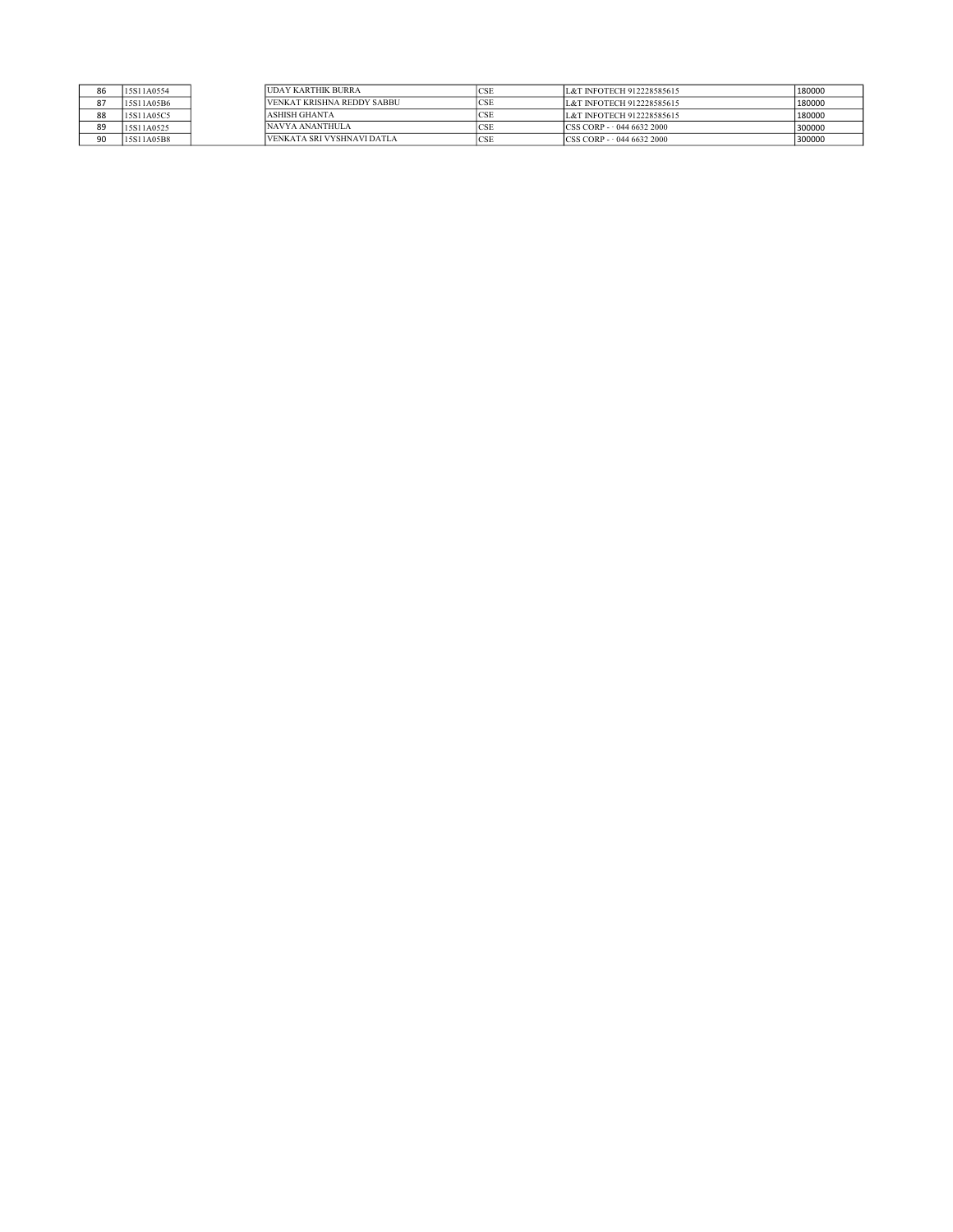| | | | | | | |
|---|---|---|---|---|---|---|
| 86 | 15S11A0554 | | UDAY KARTHIK BURRA | CSE | L&T INFOTECH 912228585615 | 180000 |
| 87 | 15S11A05B6 | | VENKAT KRISHNA REDDY SABBU | CSE | L&T INFOTECH 912228585615 | 180000 |
| 88 | 15S11A05C5 | | ASHISH GHANTA | CSE | L&T INFOTECH 912228585615 | 180000 |
| 89 | 15S11A0525 | | NAVYA ANANTHULA | CSE | CSS CORP - · 044 6632 2000 | 300000 |
| 90 | 15S11A05B8 | | VENKATA SRI VYSHNAVI DATLA | CSE | CSS CORP - · 044 6632 2000 | 300000 |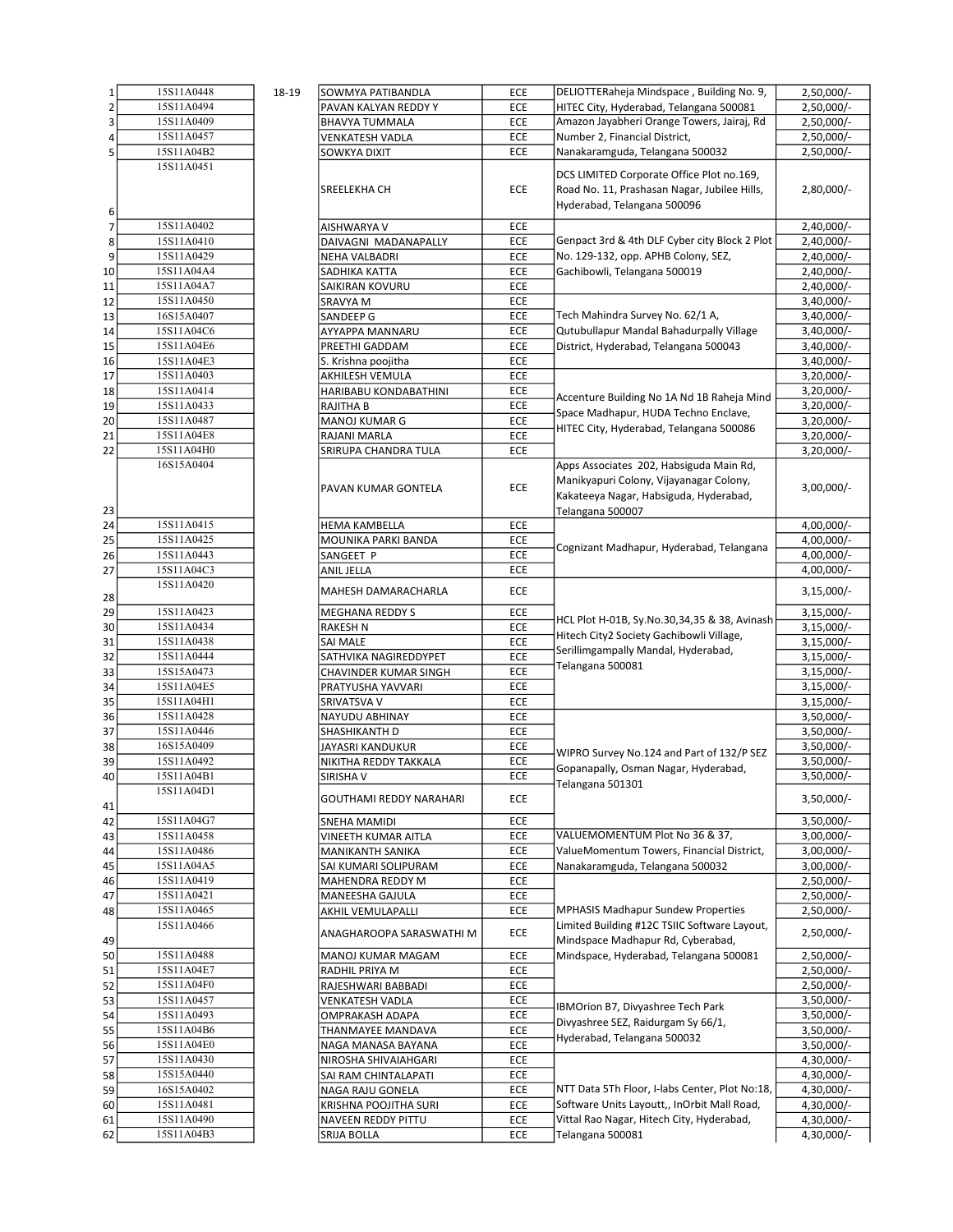| | | | | | | |
|---|---|---|---|---|---|---|
| 1 | 15S11A0448 | 18-19 | SOWMYA PATIBANDLA | ECE | DELIOTTERaheja Mindspace , Building No. 9, HITEC City, Hyderabad, Telangana 500081 | 2,50,000/- |
| 2 | 15S11A0494 | | PAVAN KALYAN REDDY Y | ECE | | 2,50,000/- |
| 3 | 15S11A0409 | | BHAVYA TUMMALA | ECE | Amazon Jayabheri Orange Towers, Jairaj, Rd Number 2, Financial District, Nanakaramguda, Telangana 500032 | 2,50,000/- |
| 4 | 15S11A0457 | | VENKATESH VADLA | ECE | | 2,50,000/- |
| 5 | 15S11A04B2 | | SOWKYA DIXIT | ECE | | 2,50,000/- |
| 6 | 15S11A0451 | | SREELEKHA CH | ECE | DCS LIMITED Corporate Office Plot no.169, Road No. 11, Prashasan Nagar, Jubilee Hills, Hyderabad, Telangana 500096 | 2,80,000/- |
| 7 | 15S11A0402 | | AISHWARYA V | ECE | Genpact 3rd & 4th DLF Cyber city Block 2 Plot No. 129-132, opp. APHB Colony, SEZ, Gachibowli, Telangana 500019 | 2,40,000/- |
| 8 | 15S11A0410 | | DAIVAGNI MADANAPALLY | ECE | | 2,40,000/- |
| 9 | 15S11A0429 | | NEHA VALBADRI | ECE | | 2,40,000/- |
| 10 | 15S11A04A4 | | SADHIKA KATTA | ECE | | 2,40,000/- |
| 11 | 15S11A04A7 | | SAIKIRAN KOVURU | ECE | | 2,40,000/- |
| 12 | 15S11A0450 | | SRAVYA M | ECE | Tech Mahindra Survey No. 62/1 A, Qutubullapur Mandal Bahadurpally Village District, Hyderabad, Telangana 500043 | 3,40,000/- |
| 13 | 16S15A0407 | | SANDEEP G | ECE | | 3,40,000/- |
| 14 | 15S11A04C6 | | AYYAPPA MANNARU | ECE | | 3,40,000/- |
| 15 | 15S11A04E6 | | PREETHI GADDAM | ECE | | 3,40,000/- |
| 16 | 15S11A04E3 | | S. Krishna poojitha | ECE | | 3,40,000/- |
| 17 | 15S11A0403 | | AKHILESH VEMULA | ECE | Accenture Building No 1A Nd 1B Raheja Mind Space Madhapur, HUDA Techno Enclave, HITEC City, Hyderabad, Telangana 500086 | 3,20,000/- |
| 18 | 15S11A0414 | | HARIBABU KONDABATHINI | ECE | | 3,20,000/- |
| 19 | 15S11A0433 | | RAJITHA B | ECE | | 3,20,000/- |
| 20 | 15S11A0487 | | MANOJ KUMAR G | ECE | | 3,20,000/- |
| 21 | 15S11A04E8 | | RAJANI MARLA | ECE | | 3,20,000/- |
| 22 | 15S11A04H0 | | SRIRUPA CHANDRA TULA | ECE | | 3,20,000/- |
| 23 | 16S15A0404 | | PAVAN KUMAR GONTELA | ECE | Apps Associates 202, Habsiguda Main Rd, Manikyapuri Colony, Vijayanagar Colony, Kakateeya Nagar, Habsiguda, Hyderabad, Telangana 500007 | 3,00,000/- |
| 24 | 15S11A0415 | | HEMA KAMBELLA | ECE | Cognizant Madhapur, Hyderabad, Telangana | 4,00,000/- |
| 25 | 15S11A0425 | | MOUNIKA PARKI BANDA | ECE | | 4,00,000/- |
| 26 | 15S11A0443 | | SANGEET P | ECE | | 4,00,000/- |
| 27 | 15S11A04C3 | | ANIL JELLA | ECE | | 4,00,000/- |
| 28 | 15S11A0420 | | MAHESH DAMARACHARLA | ECE | HCL Plot H-01B, Sy.No.30,34,35 & 38, Avinash Hitech City2 Society Gachibowli Village, Serillimgampally Mandal, Hyderabad, Telangana 500081 | 3,15,000/- |
| 29 | 15S11A0423 | | MEGHANA REDDY S | ECE | | 3,15,000/- |
| 30 | 15S11A0434 | | RAKESH N | ECE | | 3,15,000/- |
| 31 | 15S11A0438 | | SAI MALE | ECE | | 3,15,000/- |
| 32 | 15S11A0444 | | SATHVIKA NAGIREDDYPET | ECE | | 3,15,000/- |
| 33 | 15S15A0473 | | CHAVINDER KUMAR SINGH | ECE | | 3,15,000/- |
| 34 | 15S11A04E5 | | PRATYUSHA YAVVARI | ECE | | 3,15,000/- |
| 35 | 15S11A04H1 | | SRIVATSVA V | ECE | | 3,15,000/- |
| 36 | 15S11A0428 | | NAYUDU ABHINAY | ECE | WIPRO Survey No.124 and Part of 132/P SEZ Gopanapally, Osman Nagar, Hyderabad, Telangana 501301 | 3,50,000/- |
| 37 | 15S11A0446 | | SHASHIKANTH D | ECE | | 3,50,000/- |
| 38 | 16S15A0409 | | JAYASRI KANDUKUR | ECE | | 3,50,000/- |
| 39 | 15S11A0492 | | NIKITHA REDDY TAKKALA | ECE | | 3,50,000/- |
| 40 | 15S11A04B1 | | SIRISHA V | ECE | | 3,50,000/- |
| 41 | 15S11A04D1 | | GOUTHAMI REDDY NARAHARI | ECE | | 3,50,000/- |
| 42 | 15S11A04G7 | | SNEHA MAMIDI | ECE | | 3,50,000/- |
| 43 | 15S11A0458 | | VINEETH KUMAR AITLA | ECE | VALUEMOMENTUM Plot No 36 & 37, ValueMomentum Towers, Financial District, Nanakaramguda, Telangana 500032 | 3,00,000/- |
| 44 | 15S11A0486 | | MANIKANTH SANIKA | ECE | | 3,00,000/- |
| 45 | 15S11A04A5 | | SAI KUMARI SOLIPURAM | ECE | | 3,00,000/- |
| 46 | 15S11A0419 | | MAHENDRA REDDY M | ECE | MPHASIS Madhapur Sundew Properties Limited Building #12C TSIIC Software Layout, Mindspace Madhapur Rd, Cyberabad, Mindspace, Hyderabad, Telangana 500081 | 2,50,000/- |
| 47 | 15S11A0421 | | MANEESHA GAJULA | ECE | | 2,50,000/- |
| 48 | 15S11A0465 | | AKHIL VEMULAPALLI | ECE | | 2,50,000/- |
| 49 | 15S11A0466 | | ANAGHAROOPA SARASWATHI M | ECE | | 2,50,000/- |
| 50 | 15S11A0488 | | MANOJ KUMAR MAGAM | ECE | | 2,50,000/- |
| 51 | 15S11A04E7 | | RADHIL PRIYA M | ECE | | 2,50,000/- |
| 52 | 15S11A04F0 | | RAJESHWARI BABBADI | ECE | | 2,50,000/- |
| 53 | 15S11A0457 | | VENKATESH VADLA | ECE | IBMOrion B7, Divyashree Tech Park Divyashree SEZ, Raidurgam Sy 66/1, Hyderabad, Telangana 500032 | 3,50,000/- |
| 54 | 15S11A0493 | | OMPRAKASH ADAPA | ECE | | 3,50,000/- |
| 55 | 15S11A04B6 | | THANMAYEE MANDAVA | ECE | | 3,50,000/- |
| 56 | 15S11A04E0 | | NAGA MANASA BAYANA | ECE | | 3,50,000/- |
| 57 | 15S11A0430 | | NIROSHA SHIVAIAHGARI | ECE | NTT Data 5Th Floor, I-labs Center, Plot No:18, Software Units Layoutt,, InOrbit Mall Road, Vittal Rao Nagar, Hitech City, Hyderabad, Telangana 500081 | 4,30,000/- |
| 58 | 15S15A0440 | | SAI RAM CHINTALAPATI | ECE | | 4,30,000/- |
| 59 | 16S15A0402 | | NAGA RAJU GONELA | ECE | | 4,30,000/- |
| 60 | 15S11A0481 | | KRISHNA POOJITHA SURI | ECE | | 4,30,000/- |
| 61 | 15S11A0490 | | NAVEEN REDDY PITTU | ECE | | 4,30,000/- |
| 62 | 15S11A04B3 | | SRIJA BOLLA | ECE | | 4,30,000/- |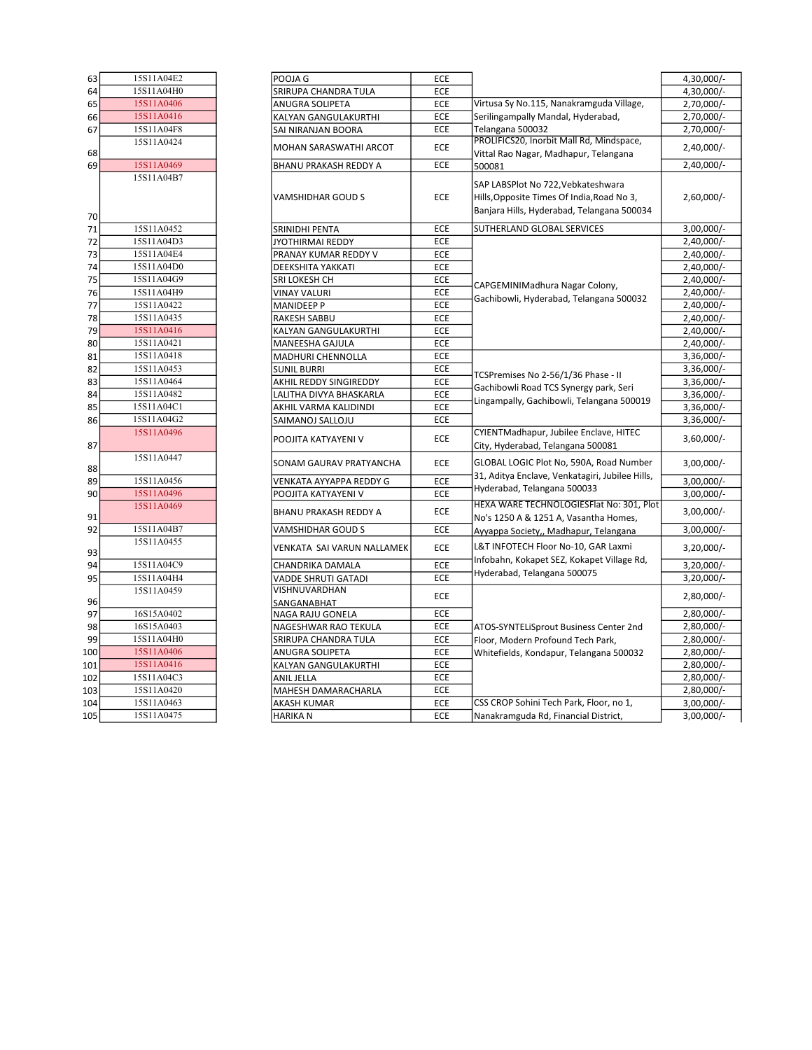| | | | | | |
|---|---|---|---|---|---|
| 63 | 15S11A04E2 | POOJA G | ECE | | 4,30,000/- |
| 64 | 15S11A04H0 | SRIRUPA CHANDRA TULA | ECE | | 4,30,000/- |
| 65 | 15S11A0406 | ANUGRA SOLIPETA | ECE | Virtusa Sy No.115, Nanakramguda Village, Serilingampally Mandal, Hyderabad, Telangana 500032 | 2,70,000/- |
| 66 | 15S11A0416 | KALYAN GANGULAKURTHI | ECE | | 2,70,000/- |
| 67 | 15S11A04F8 | SAI NIRANJAN BOORA | ECE | | 2,70,000/- |
| 68 | 15S11A0424 | MOHAN SARASWATHI ARCOT | ECE | PROLIFICS20, Inorbit Mall Rd, Mindspace, Vittal Rao Nagar, Madhapur, Telangana 500081 | 2,40,000/- |
| 69 | 15S11A0469 | BHANU PRAKASH REDDY A | ECE | | 2,40,000/- |
| 70 | 15S11A04B7 | VAMSHIDHAR GOUD S | ECE | SAP LABSPlot No 722,Vebkateshwara Hills,Opposite Times Of India,Road No 3, Banjara Hills, Hyderabad, Telangana 500034 | 2,60,000/- |
| 71 | 15S11A0452 | SRINIDHI PENTA | ECE | SUTHERLAND GLOBAL SERVICES | 3,00,000/- |
| 72 | 15S11A04D3 | JYOTHIRMAI REDDY | ECE | CAPGEMINIMadhura Nagar Colony, Gachibowli, Hyderabad, Telangana 500032 | 2,40,000/- |
| 73 | 15S11A04E4 | PRANAY KUMAR REDDY V | ECE | | 2,40,000/- |
| 74 | 15S11A04D0 | DEEKSHITA YAKKATI | ECE | | 2,40,000/- |
| 75 | 15S11A04G9 | SRI LOKESH CH | ECE | | 2,40,000/- |
| 76 | 15S11A04H9 | VINAY VALURI | ECE | | 2,40,000/- |
| 77 | 15S11A0422 | MANIDEEP P | ECE | | 2,40,000/- |
| 78 | 15S11A0435 | RAKESH SABBU | ECE | | 2,40,000/- |
| 79 | 15S11A0416 | KALYAN GANGULAKURTHI | ECE | | 2,40,000/- |
| 80 | 15S11A0421 | MANEESHA GAJULA | ECE | | 2,40,000/- |
| 81 | 15S11A0418 | MADHURI CHENNOLLA | ECE | TCSPremises No 2-56/1/36 Phase - II Gachibowli Road TCS Synergy park, Seri Lingampally, Gachibowli, Telangana 500019 | 3,36,000/- |
| 82 | 15S11A0453 | SUNIL BURRI | ECE | | 3,36,000/- |
| 83 | 15S11A0464 | AKHIL REDDY SINGIREDDY | ECE | | 3,36,000/- |
| 84 | 15S11A0482 | LALITHA DIVYA BHASKARLA | ECE | | 3,36,000/- |
| 85 | 15S11A04C1 | AKHIL VARMA KALIDINDI | ECE | | 3,36,000/- |
| 86 | 15S11A04G2 | SAIMANOJ SALLOJU | ECE | | 3,36,000/- |
| 87 | 15S11A0496 | POOJITA KATYAYENI V | ECE | CYIENTMadhapur, Jubilee Enclave, HITEC City, Hyderabad, Telangana 500081 | 3,60,000/- |
| 88 | 15S11A0447 | SONAM GAURAV PRATYANCHA | ECE | GLOBAL LOGIC Plot No, 590A, Road Number 31, Aditya Enclave, Venkatagiri, Jubilee Hills, Hyderabad, Telangana 500033 | 3,00,000/- |
| 89 | 15S11A0456 | VENKATA AYYAPPA REDDY G | ECE | | 3,00,000/- |
| 90 | 15S11A0496 | POOJITA KATYAYENI V | ECE | | 3,00,000/- |
| 91 | 15S11A0469 | BHANU PRAKASH REDDY A | ECE | HEXA WARE TECHNOLOGIESFlat No: 301, Plot No's 1250 A & 1251 A, Vasantha Homes, Ayyappa Society,, Madhapur, Telangana | 3,00,000/- |
| 92 | 15S11A04B7 | VAMSHIDHAR GOUD S | ECE | | 3,00,000/- |
| 93 | 15S11A0455 | VENKATA SAI VARUN NALLAMEK | ECE | L&T INFOTECH Floor No-10, GAR Laxmi Infobahn, Kokapet SEZ, Kokapet Village Rd, Hyderabad, Telangana 500075 | 3,20,000/- |
| 94 | 15S11A04C9 | CHANDRIKA DAMALA | ECE | | 3,20,000/- |
| 95 | 15S11A04H4 | VADDE SHRUTI GATADI | ECE | | 3,20,000/- |
| 96 | 15S11A0459 | VISHNUVARDHAN SANGANABHAT | ECE | ATOS-SYNTELiSprout Business Center 2nd Floor, Modern Profound Tech Park, Whitefields, Kondapur, Telangana 500032 | 2,80,000/- |
| 97 | 16S15A0402 | NAGA RAJU GONELA | ECE | | 2,80,000/- |
| 98 | 16S15A0403 | NAGESHWAR RAO TEKULA | ECE | | 2,80,000/- |
| 99 | 15S11A04H0 | SRIRUPA CHANDRA TULA | ECE | | 2,80,000/- |
| 100 | 15S11A0406 | ANUGRA SOLIPETA | ECE | | 2,80,000/- |
| 101 | 15S11A0416 | KALYAN GANGULAKURTHI | ECE | | 2,80,000/- |
| 102 | 15S11A04C3 | ANIL JELLA | ECE | | 2,80,000/- |
| 103 | 15S11A0420 | MAHESH DAMARACHARLA | ECE | | 2,80,000/- |
| 104 | 15S11A0463 | AKASH KUMAR | ECE | CSS CROP Sohini Tech Park, Floor, no 1, Nanakramguda Rd, Financial District, | 3,00,000/- |
| 105 | 15S11A0475 | HARIKA N | ECE | | 3,00,000/- |